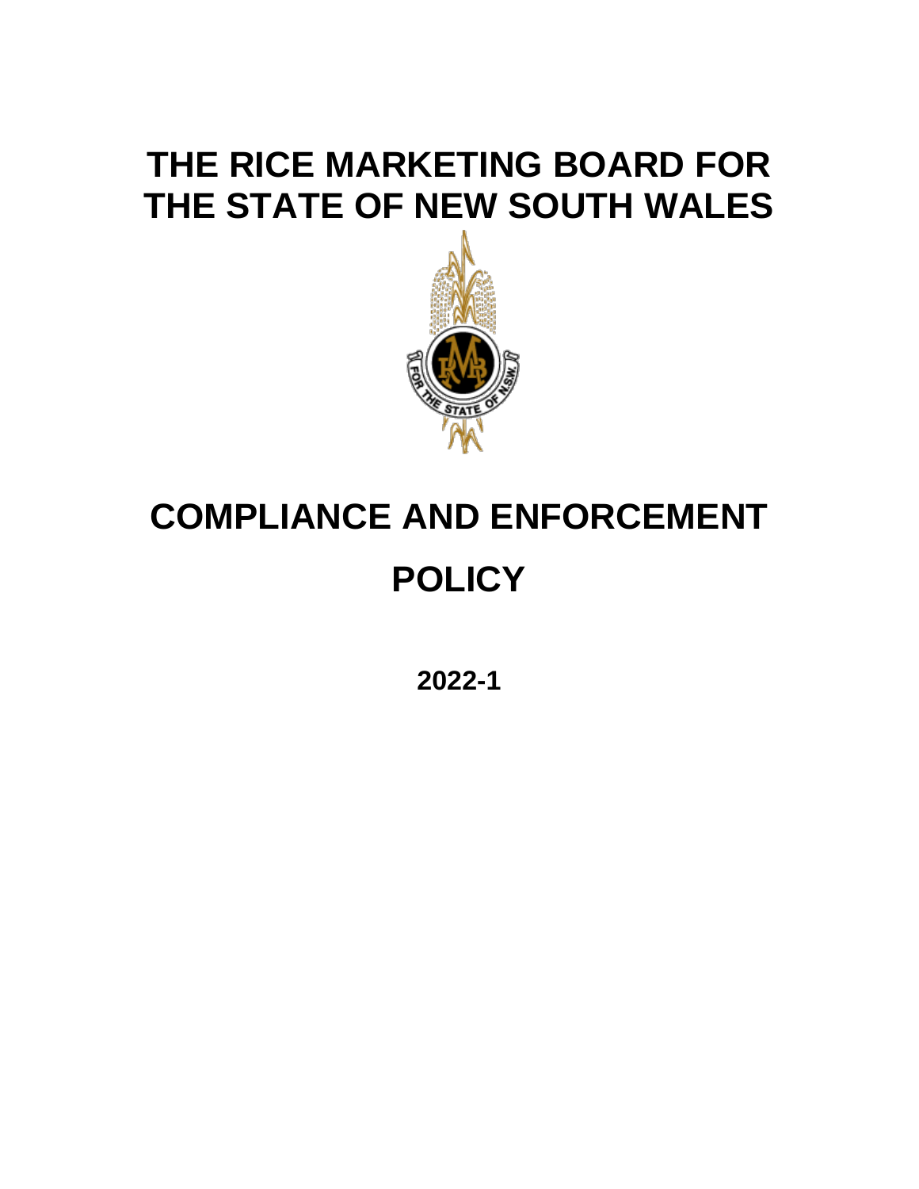# THE RICE MARKETING BOARD FOR THE STATE OF NEW SOUTH WALES

# COMPLIANCE AND ENFORCEMENT POLICY

**2022-1**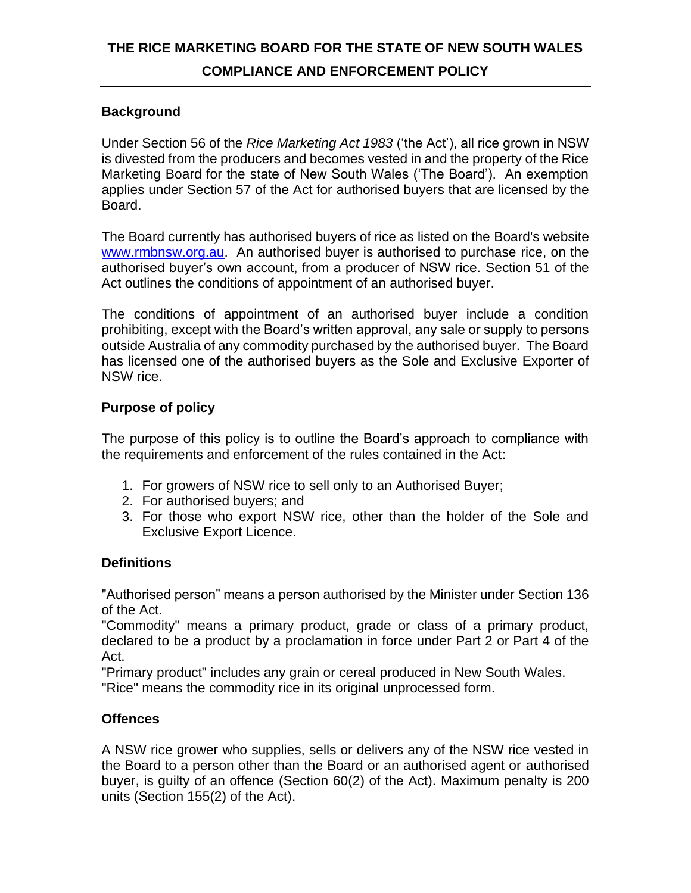# THE RICE MARKETING BOARD FOR THE STATE OF NEW SOUTH WALES

## COMPLIANCE AND ENFORCEMENT POLICY

### Background

Under Section 56 of the *Rice Marketing Act 1983* ('the Act'), all rice grown in NSW is divested from the producers and becomes vested in and the property of the Rice Marketing Board for the state of New South Wales ('The Board'). An exemption applies under Section 57 of the Act for authorised buyers that are licensed by the Board.

The Board currently has authorised buyers of rice as listed on the Board's website [www.rmbnsw.org.au](http://www.rmbnsw.org.au). An authorised buyer is authorised to purchase rice, on the authorised buyer's own account, from a producer of NSW rice. Section 51 of the Act outlines the conditions of appointment of an authorised buyer.

The conditions of appointment of an authorised buyer include a condition prohibiting, except with the Board's written approval, any sale or supply to persons outside Australia of any commodity purchased by the authorised buyer. The Board has licensed one of the authorised buyers as the Sole and Exclusive Exporter of NSW rice.

### Purpose of policy

The purpose of this policy is to outline the Board's approach to compliance with the requirements and enforcement of the rules contained in the Act:

1. For growers of NSW rice to sell only to an Authorised Buyer;
2. For authorised buyers; and
3. For those who export NSW rice, other than the holder of the Sole and Exclusive Export Licence.

### Definitions

"Authorised person" means a person authorised by the Minister under Section 136 of the Act.
"Commodity" means a primary product, grade or class of a primary product, declared to be a product by a proclamation in force under Part 2 or Part 4 of the Act.
"Primary product" includes any grain or cereal produced in New South Wales.
"Rice" means the commodity rice in its original unprocessed form.

### Offences

A NSW rice grower who supplies, sells or delivers any of the NSW rice vested in the Board to a person other than the Board or an authorised agent or authorised buyer, is guilty of an offence (Section 60(2) of the Act). Maximum penalty is 200 units (Section 155(2) of the Act).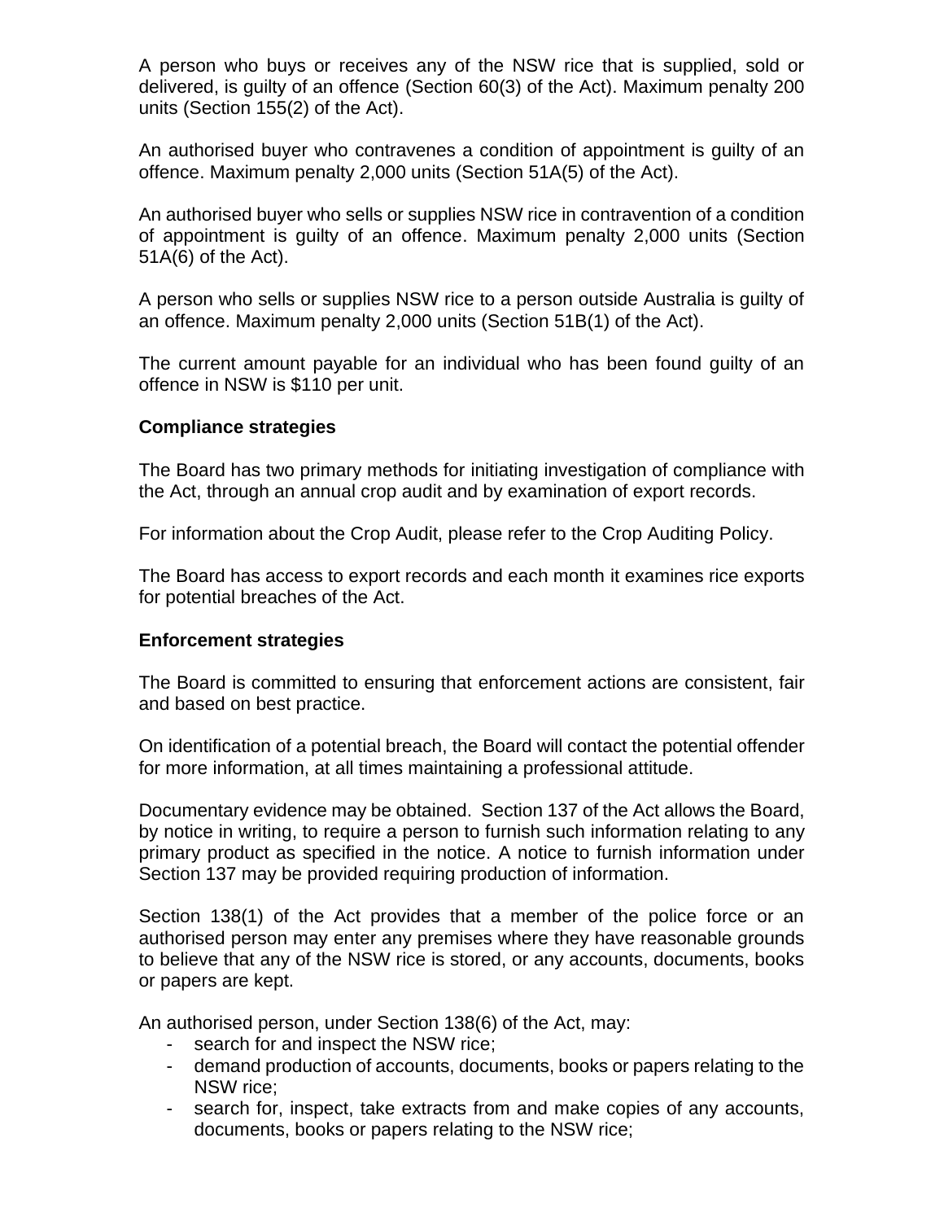A person who buys or receives any of the NSW rice that is supplied, sold or delivered, is guilty of an offence (Section 60(3) of the Act). Maximum penalty 200 units (Section 155(2) of the Act).

An authorised buyer who contravenes a condition of appointment is guilty of an offence. Maximum penalty 2,000 units (Section 51A(5) of the Act).

An authorised buyer who sells or supplies NSW rice in contravention of a condition of appointment is guilty of an offence. Maximum penalty 2,000 units (Section 51A(6) of the Act).

A person who sells or supplies NSW rice to a person outside Australia is guilty of an offence. Maximum penalty 2,000 units (Section 51B(1) of the Act).

The current amount payable for an individual who has been found guilty of an offence in NSW is $110 per unit.

**Compliance strategies**

The Board has two primary methods for initiating investigation of compliance with the Act, through an annual crop audit and by examination of export records.

For information about the Crop Audit, please refer to the Crop Auditing Policy.

The Board has access to export records and each month it examines rice exports for potential breaches of the Act.

**Enforcement strategies**

The Board is committed to ensuring that enforcement actions are consistent, fair and based on best practice.

On identification of a potential breach, the Board will contact the potential offender for more information, at all times maintaining a professional attitude.

Documentary evidence may be obtained. Section 137 of the Act allows the Board, by notice in writing, to require a person to furnish such information relating to any primary product as specified in the notice. A notice to furnish information under Section 137 may be provided requiring production of information.

Section 138(1) of the Act provides that a member of the police force or an authorised person may enter any premises where they have reasonable grounds to believe that any of the NSW rice is stored, or any accounts, documents, books or papers are kept.

An authorised person, under Section 138(6) of the Act, may:

- search for and inspect the NSW rice;
- demand production of accounts, documents, books or papers relating to the NSW rice;
- search for, inspect, take extracts from and make copies of any accounts, documents, books or papers relating to the NSW rice;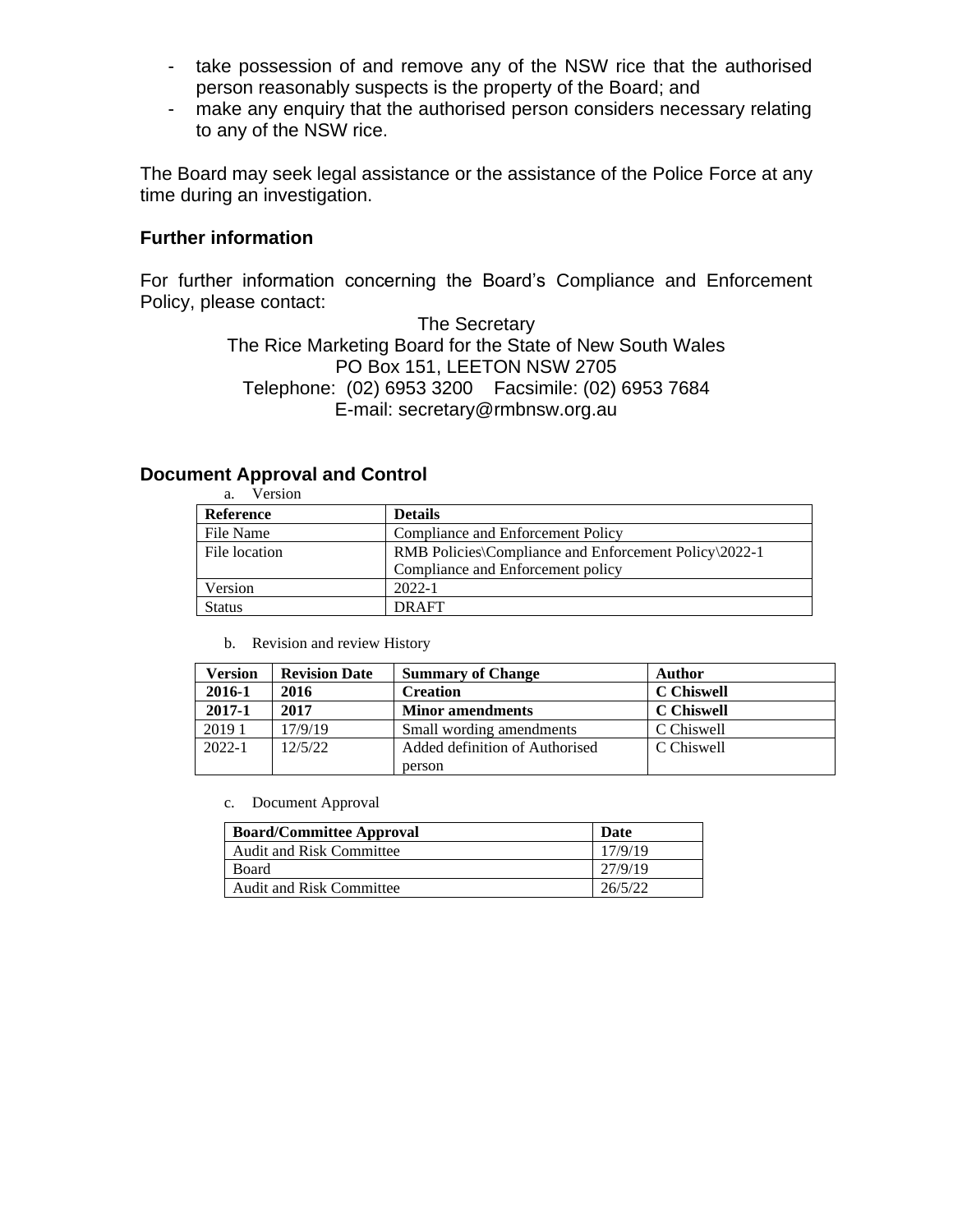- take possession of and remove any of the NSW rice that the authorised person reasonably suspects is the property of the Board; and
- make any enquiry that the authorised person considers necessary relating to any of the NSW rice.

The Board may seek legal assistance or the assistance of the Police Force at any time during an investigation.

### Further information

For further information concerning the Board's Compliance and Enforcement Policy, please contact:

The Secretary
The Rice Marketing Board for the State of New South Wales
PO Box 151, LEETON NSW 2705
Telephone: (02) 6953 3200 Facsimile: (02) 6953 7684
E-mail: secretary@rmbnsw.org.au

## Document Approval and Control

a. Version

| Reference | Details |
|---|---|
| File Name | Compliance and Enforcement Policy |
| File location | RMB Policies\Compliance and Enforcement Policy\2022-1 Compliance and Enforcement policy |
| Version | 2022-1 |
| Status | DRAFT |

b. Revision and review History

| Version | Revision Date | Summary of Change | Author |
|---|---|---|---|
| **2016-1** | **2016** | **Creation** | **C Chiswell** |
| **2017-1** | **2017** | **Minor amendments** | **C Chiswell** |
| 2019 1 | 17/9/19 | Small wording amendments | C Chiswell |
| 2022-1 | 12/5/22 | Added definition of Authorised person | C Chiswell |

c. Document Approval

| Board/Committee Approval | Date |
|---|---|
| Audit and Risk Committee | 17/9/19 |
| Board | 27/9/19 |
| Audit and Risk Committee | 26/5/22 |